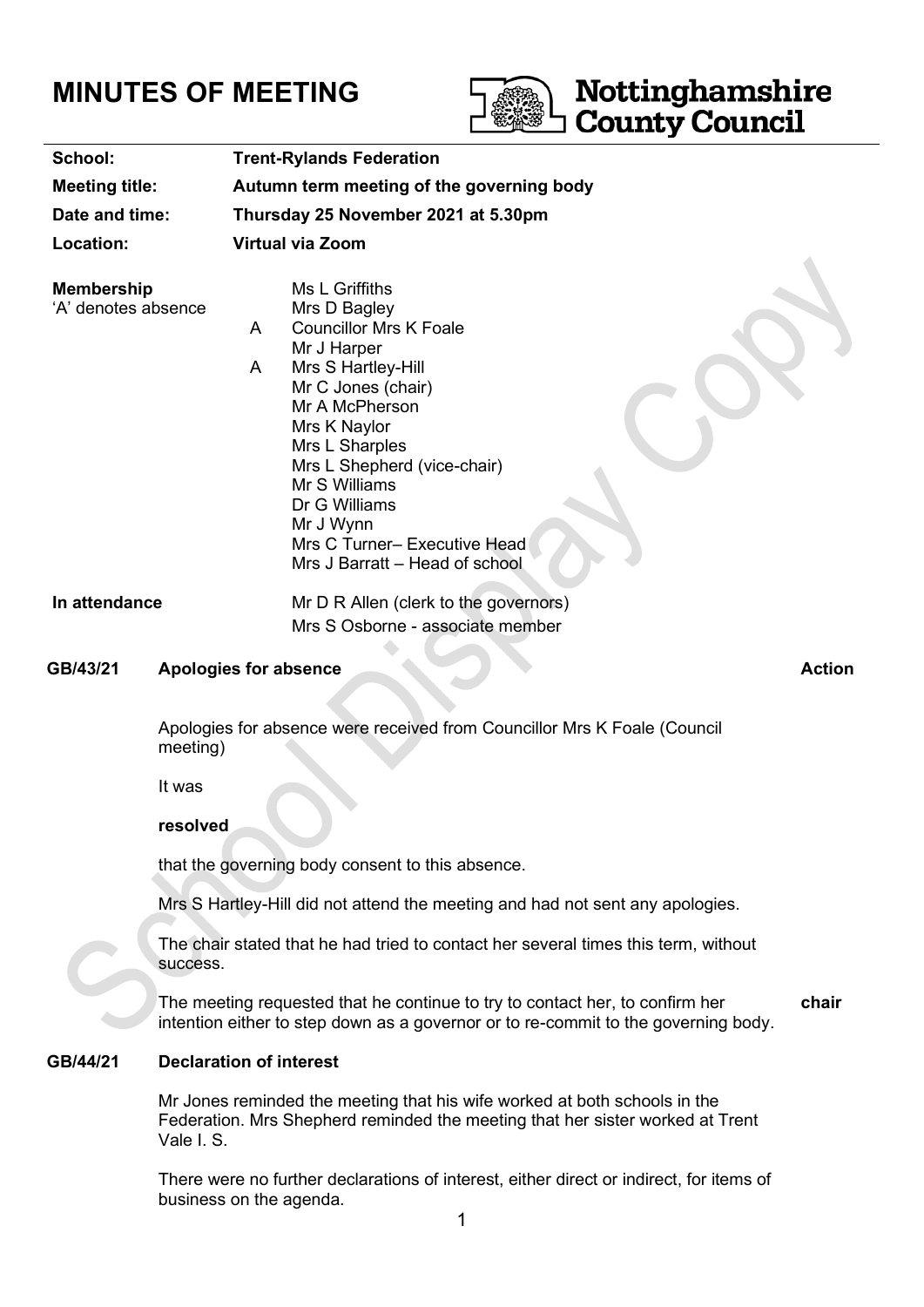# MINUTES OF MEETING

Nottinghamshire County Council

| | |
|---|---|
| **School:** | **Trent-Rylands Federation** |
| **Meeting title:** | **Autumn term meeting of the governing body** |
| **Date and time:** | **Thursday 25 November 2021 at 5.30pm** |
| **Location:** | **Virtual via Zoom** |

**Membership**
'A' denotes absence

| | |
|---|---|
| | Ms L Griffiths |
| | Mrs D Bagley |
| A | Councillor Mrs K Foale |
| | Mr J Harper |
| A | Mrs S Hartley-Hill |
| | Mr C Jones (chair) |
| | Mr A McPherson |
| | Mrs K Naylor |
| | Mrs L Sharples |
| | Mrs L Shepherd (vice-chair) |
| | Mr S Williams |
| | Dr G Williams |
| | Mr J Wynn |
| | Mrs C Turner– Executive Head |
| | Mrs J Barratt – Head of school |

**In attendance**

Mr D R Allen (clerk to the governors)
Mrs S Osborne - associate member

## GB/43/21 Apologies for absence — **Action**

Apologies for absence were received from Councillor Mrs K Foale (Council meeting)

It was

**resolved**

that the governing body consent to this absence.

Mrs S Hartley-Hill did not attend the meeting and had not sent any apologies.

The chair stated that he had tried to contact her several times this term, without success.

The meeting requested that he continue to try to contact her, to confirm her intention either to step down as a governor or to re-commit to the governing body. — **chair**

## GB/44/21 Declaration of interest

Mr Jones reminded the meeting that his wife worked at both schools in the Federation. Mrs Shepherd reminded the meeting that her sister worked at Trent Vale I. S.

There were no further declarations of interest, either direct or indirect, for items of business on the agenda.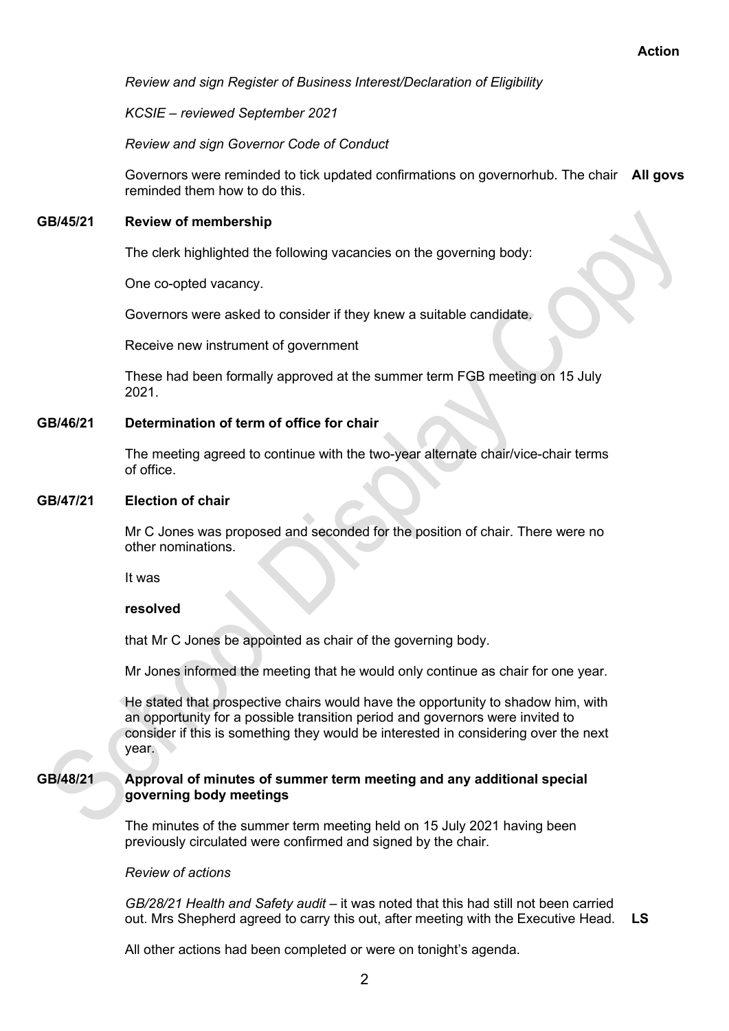**Action**

*Review and sign Register of Business Interest/Declaration of Eligibility*

*KCSIE – reviewed September 2021*

*Review and sign Governor Code of Conduct*

Governors were reminded to tick updated confirmations on governorhub. The chair reminded them how to do this. **All govs**

## GB/45/21 Review of membership

The clerk highlighted the following vacancies on the governing body:

One co-opted vacancy.

Governors were asked to consider if they knew a suitable candidate.

Receive new instrument of government

These had been formally approved at the summer term FGB meeting on 15 July 2021.

## GB/46/21 Determination of term of office for chair

The meeting agreed to continue with the two-year alternate chair/vice-chair terms of office.

## GB/47/21 Election of chair

Mr C Jones was proposed and seconded for the position of chair. There were no other nominations.

It was

**resolved**

that Mr C Jones be appointed as chair of the governing body.

Mr Jones informed the meeting that he would only continue as chair for one year.

He stated that prospective chairs would have the opportunity to shadow him, with an opportunity for a possible transition period and governors were invited to consider if this is something they would be interested in considering over the next year.

## GB/48/21 Approval of minutes of summer term meeting and any additional special governing body meetings

The minutes of the summer term meeting held on 15 July 2021 having been previously circulated were confirmed and signed by the chair.

*Review of actions*

*GB/28/21 Health and Safety audit* – it was noted that this had still not been carried out. Mrs Shepherd agreed to carry this out, after meeting with the Executive Head. **LS**

All other actions had been completed or were on tonight's agenda.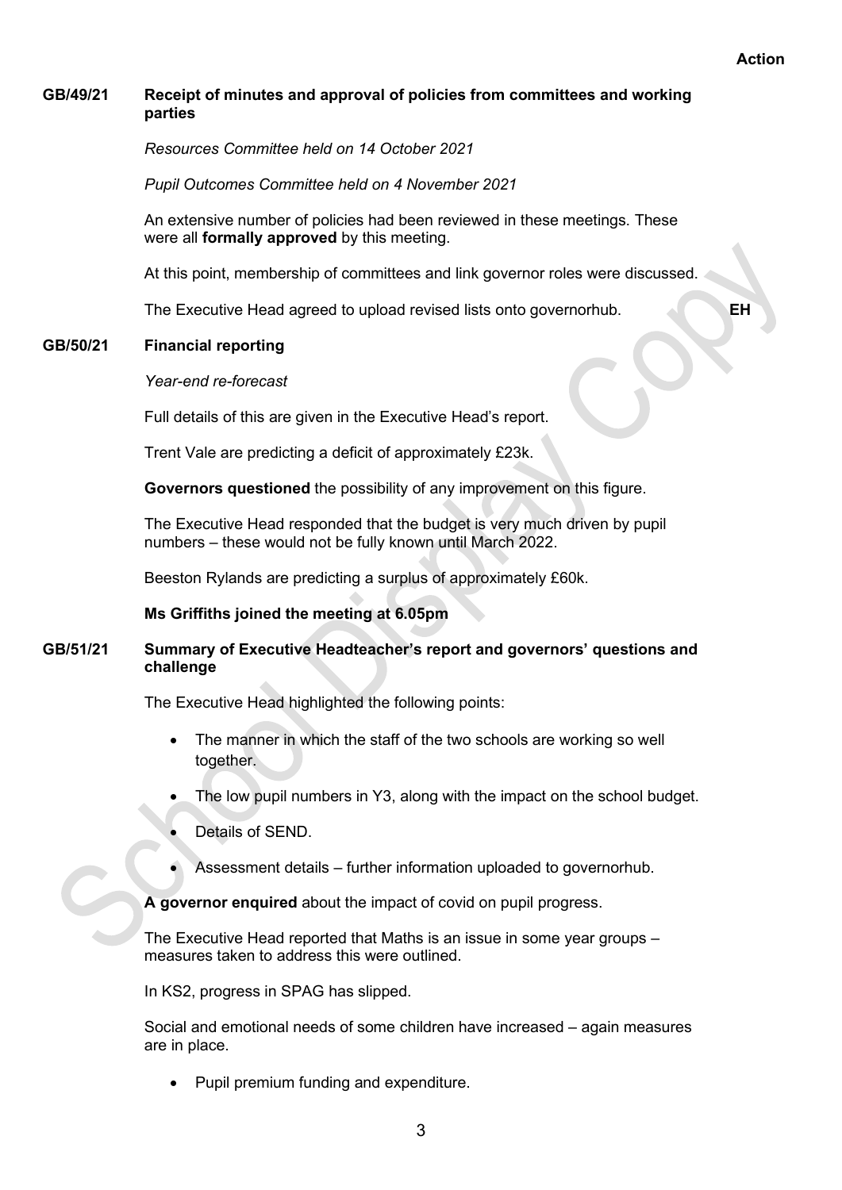**Action**

**GB/49/21 Receipt of minutes and approval of policies from committees and working parties**

*Resources Committee held on 14 October 2021*

*Pupil Outcomes Committee held on 4 November 2021*

An extensive number of policies had been reviewed in these meetings. These were all **formally approved** by this meeting.

At this point, membership of committees and link governor roles were discussed.

The Executive Head agreed to upload revised lists onto governorhub. **EH**

**GB/50/21 Financial reporting**

*Year-end re-forecast*

Full details of this are given in the Executive Head's report.

Trent Vale are predicting a deficit of approximately £23k.

**Governors questioned** the possibility of any improvement on this figure.

The Executive Head responded that the budget is very much driven by pupil numbers – these would not be fully known until March 2022.

Beeston Rylands are predicting a surplus of approximately £60k.

**Ms Griffiths joined the meeting at 6.05pm**

**GB/51/21 Summary of Executive Headteacher's report and governors' questions and challenge**

The Executive Head highlighted the following points:

- The manner in which the staff of the two schools are working so well together.
- The low pupil numbers in Y3, along with the impact on the school budget.
- Details of SEND.
- Assessment details – further information uploaded to governorhub.

**A governor enquired** about the impact of covid on pupil progress.

The Executive Head reported that Maths is an issue in some year groups – measures taken to address this were outlined.

In KS2, progress in SPAG has slipped.

Social and emotional needs of some children have increased – again measures are in place.

- Pupil premium funding and expenditure.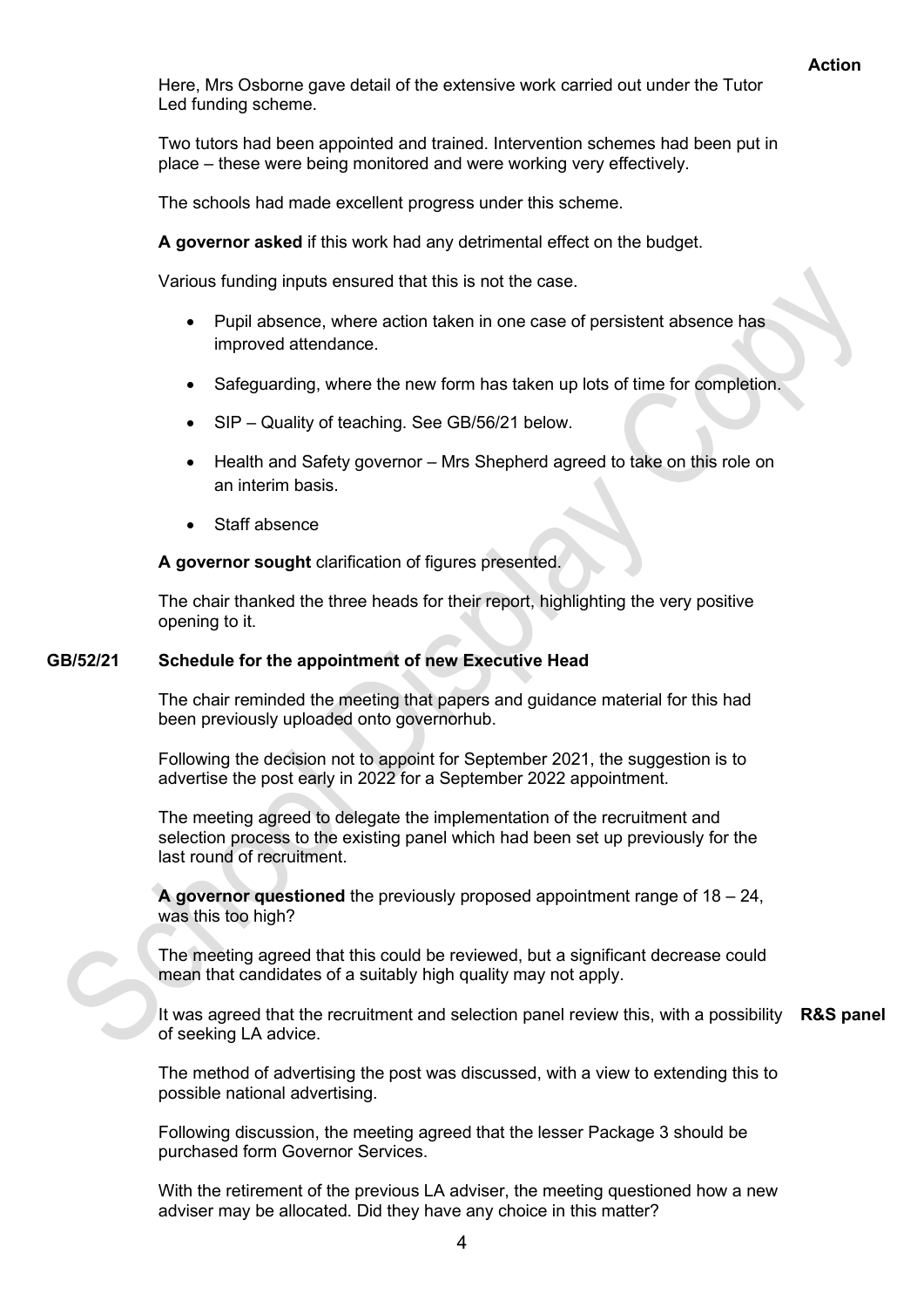**Action**

Here, Mrs Osborne gave detail of the extensive work carried out under the Tutor Led funding scheme.

Two tutors had been appointed and trained. Intervention schemes had been put in place – these were being monitored and were working very effectively.

The schools had made excellent progress under this scheme.

**A governor asked** if this work had any detrimental effect on the budget.

Various funding inputs ensured that this is not the case.

- Pupil absence, where action taken in one case of persistent absence has improved attendance.
- Safeguarding, where the new form has taken up lots of time for completion.
- SIP – Quality of teaching. See GB/56/21 below.
- Health and Safety governor – Mrs Shepherd agreed to take on this role on an interim basis.
- Staff absence

**A governor sought** clarification of figures presented.

The chair thanked the three heads for their report, highlighting the very positive opening to it.

## GB/52/21 Schedule for the appointment of new Executive Head

The chair reminded the meeting that papers and guidance material for this had been previously uploaded onto governorhub.

Following the decision not to appoint for September 2021, the suggestion is to advertise the post early in 2022 for a September 2022 appointment.

The meeting agreed to delegate the implementation of the recruitment and selection process to the existing panel which had been set up previously for the last round of recruitment.

**A governor questioned** the previously proposed appointment range of 18 – 24, was this too high?

The meeting agreed that this could be reviewed, but a significant decrease could mean that candidates of a suitably high quality may not apply.

It was agreed that the recruitment and selection panel review this, with a possibility of seeking LA advice. **R&S panel**

The method of advertising the post was discussed, with a view to extending this to possible national advertising.

Following discussion, the meeting agreed that the lesser Package 3 should be purchased form Governor Services.

With the retirement of the previous LA adviser, the meeting questioned how a new adviser may be allocated. Did they have any choice in this matter?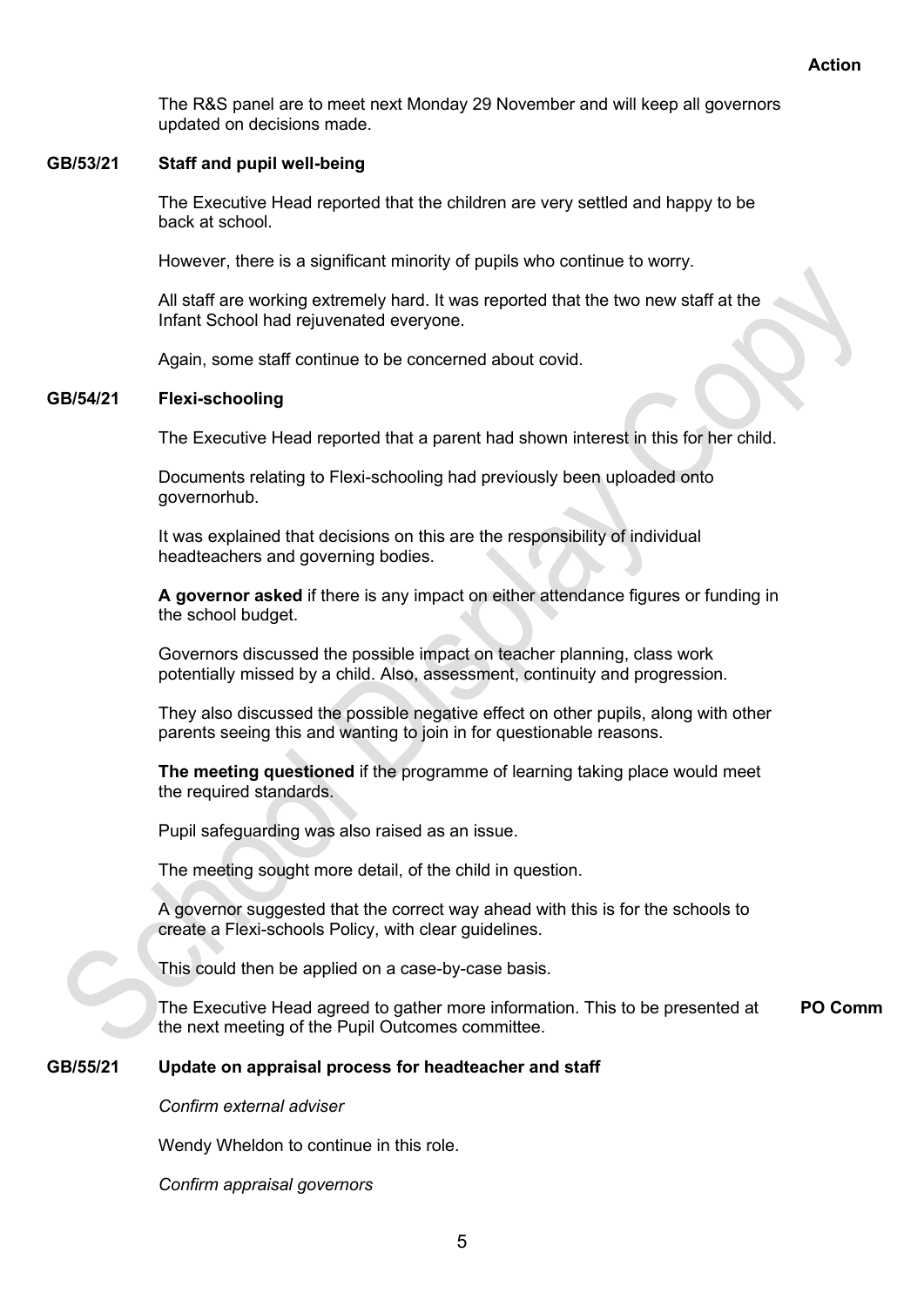**Action**

The R&S panel are to meet next Monday 29 November and will keep all governors updated on decisions made.

**GB/53/21 Staff and pupil well-being**

The Executive Head reported that the children are very settled and happy to be back at school.

However, there is a significant minority of pupils who continue to worry.

All staff are working extremely hard. It was reported that the two new staff at the Infant School had rejuvenated everyone.

Again, some staff continue to be concerned about covid.

**GB/54/21 Flexi-schooling**

The Executive Head reported that a parent had shown interest in this for her child.

Documents relating to Flexi-schooling had previously been uploaded onto governorhub.

It was explained that decisions on this are the responsibility of individual headteachers and governing bodies.

**A governor asked** if there is any impact on either attendance figures or funding in the school budget.

Governors discussed the possible impact on teacher planning, class work potentially missed by a child. Also, assessment, continuity and progression.

They also discussed the possible negative effect on other pupils, along with other parents seeing this and wanting to join in for questionable reasons.

**The meeting questioned** if the programme of learning taking place would meet the required standards.

Pupil safeguarding was also raised as an issue.

The meeting sought more detail, of the child in question.

A governor suggested that the correct way ahead with this is for the schools to create a Flexi-schools Policy, with clear guidelines.

This could then be applied on a case-by-case basis.

The Executive Head agreed to gather more information. This to be presented at the next meeting of the Pupil Outcomes committee. **PO Comm**

**GB/55/21 Update on appraisal process for headteacher and staff**

*Confirm external adviser*

Wendy Wheldon to continue in this role.

*Confirm appraisal governors*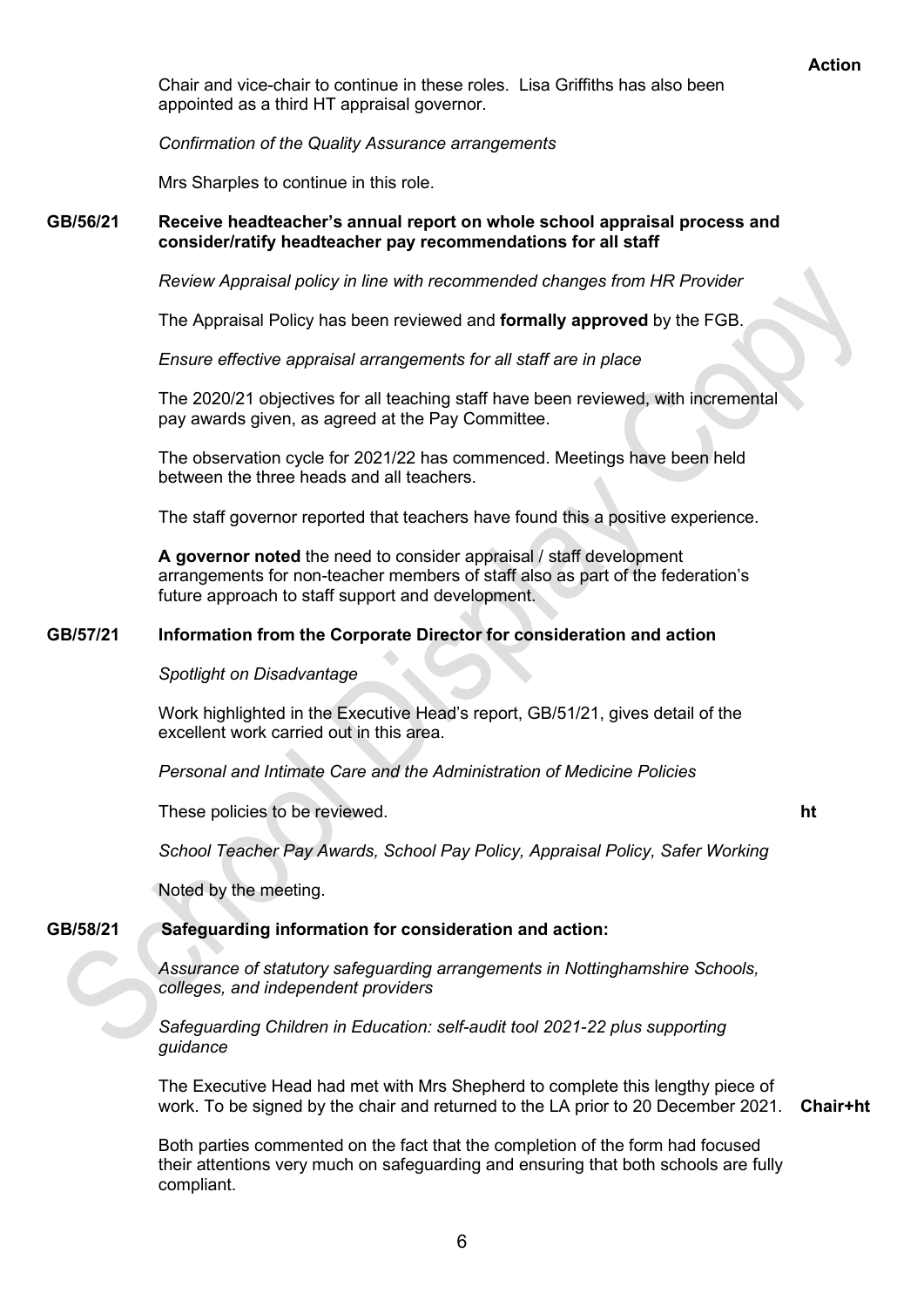**Action**

Chair and vice-chair to continue in these roles. Lisa Griffiths has also been appointed as a third HT appraisal governor.

*Confirmation of the Quality Assurance arrangements*

Mrs Sharples to continue in this role.

**GB/56/21 Receive headteacher's annual report on whole school appraisal process and consider/ratify headteacher pay recommendations for all staff**

*Review Appraisal policy in line with recommended changes from HR Provider*

The Appraisal Policy has been reviewed and **formally approved** by the FGB.

*Ensure effective appraisal arrangements for all staff are in place*

The 2020/21 objectives for all teaching staff have been reviewed, with incremental pay awards given, as agreed at the Pay Committee.

The observation cycle for 2021/22 has commenced. Meetings have been held between the three heads and all teachers.

The staff governor reported that teachers have found this a positive experience.

**A governor noted** the need to consider appraisal / staff development arrangements for non-teacher members of staff also as part of the federation's future approach to staff support and development.

**GB/57/21 Information from the Corporate Director for consideration and action**

*Spotlight on Disadvantage*

Work highlighted in the Executive Head's report, GB/51/21, gives detail of the excellent work carried out in this area.

*Personal and Intimate Care and the Administration of Medicine Policies*

These policies to be reviewed. **ht**

*School Teacher Pay Awards, School Pay Policy, Appraisal Policy, Safer Working*

Noted by the meeting.

**GB/58/21 Safeguarding information for consideration and action:**

*Assurance of statutory safeguarding arrangements in Nottinghamshire Schools, colleges, and independent providers*

*Safeguarding Children in Education: self-audit tool 2021-22 plus supporting guidance*

The Executive Head had met with Mrs Shepherd to complete this lengthy piece of work. To be signed by the chair and returned to the LA prior to 20 December 2021. **Chair+ht**

Both parties commented on the fact that the completion of the form had focused their attentions very much on safeguarding and ensuring that both schools are fully compliant.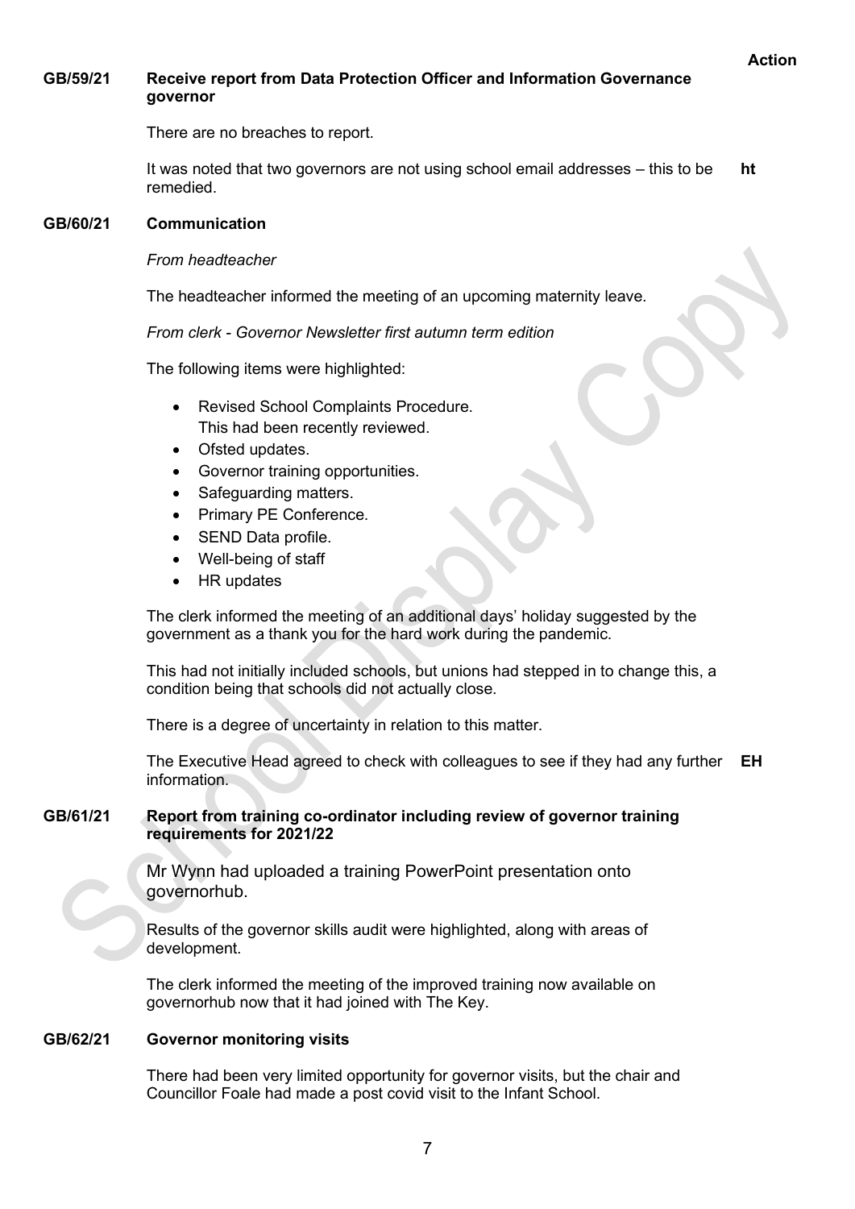**Action**

**GB/59/21 Receive report from Data Protection Officer and Information Governance governor**

There are no breaches to report.

It was noted that two governors are not using school email addresses – this to be remedied. **ht**

**GB/60/21 Communication**

*From headteacher*

The headteacher informed the meeting of an upcoming maternity leave.

*From clerk - Governor Newsletter first autumn term edition*

The following items were highlighted:

- Revised School Complaints Procedure.
  This had been recently reviewed.
- Ofsted updates.
- Governor training opportunities.
- Safeguarding matters.
- Primary PE Conference.
- SEND Data profile.
- Well-being of staff
- HR updates

The clerk informed the meeting of an additional days' holiday suggested by the government as a thank you for the hard work during the pandemic.

This had not initially included schools, but unions had stepped in to change this, a condition being that schools did not actually close.

There is a degree of uncertainty in relation to this matter.

The Executive Head agreed to check with colleagues to see if they had any further information. **EH**

**GB/61/21 Report from training co-ordinator including review of governor training requirements for 2021/22**

Mr Wynn had uploaded a training PowerPoint presentation onto governorhub.

Results of the governor skills audit were highlighted, along with areas of development.

The clerk informed the meeting of the improved training now available on governorhub now that it had joined with The Key.

**GB/62/21 Governor monitoring visits**

There had been very limited opportunity for governor visits, but the chair and Councillor Foale had made a post covid visit to the Infant School.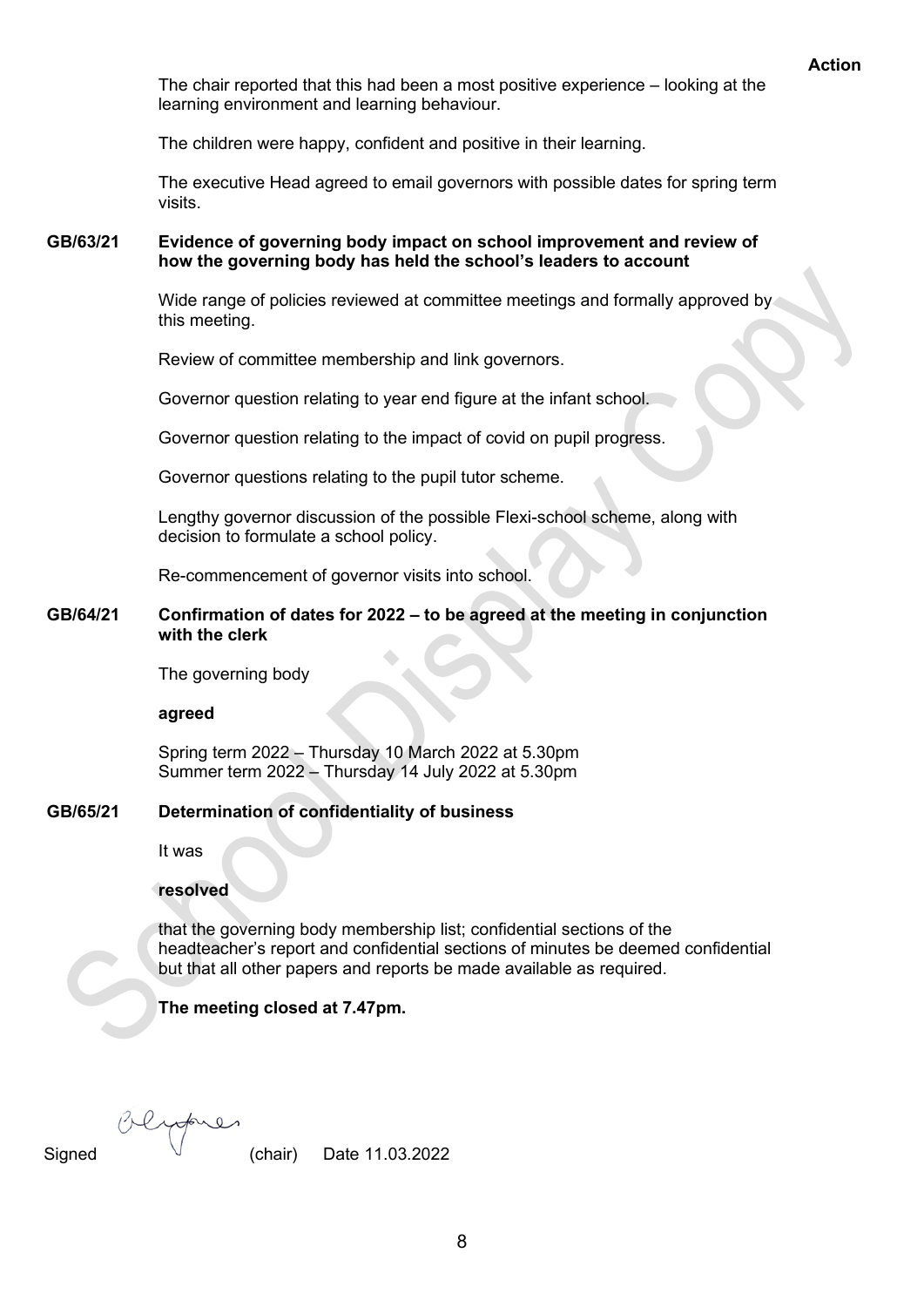**Action**

The chair reported that this had been a most positive experience – looking at the learning environment and learning behaviour.

The children were happy, confident and positive in their learning.

The executive Head agreed to email governors with possible dates for spring term visits.

**GB/63/21 Evidence of governing body impact on school improvement and review of how the governing body has held the school's leaders to account**

Wide range of policies reviewed at committee meetings and formally approved by this meeting.

Review of committee membership and link governors.

Governor question relating to year end figure at the infant school.

Governor question relating to the impact of covid on pupil progress.

Governor questions relating to the pupil tutor scheme.

Lengthy governor discussion of the possible Flexi-school scheme, along with decision to formulate a school policy.

Re-commencement of governor visits into school.

**GB/64/21 Confirmation of dates for 2022 – to be agreed at the meeting in conjunction with the clerk**

The governing body

**agreed**

Spring term 2022 – Thursday 10 March 2022 at 5.30pm
Summer term 2022 – Thursday 14 July 2022 at 5.30pm

**GB/65/21 Determination of confidentiality of business**

It was

**resolved**

that the governing body membership list; confidential sections of the headteacher's report and confidential sections of minutes be deemed confidential but that all other papers and reports be made available as required.

**The meeting closed at 7.47pm.**

Signed (chair) Date 11.03.2022